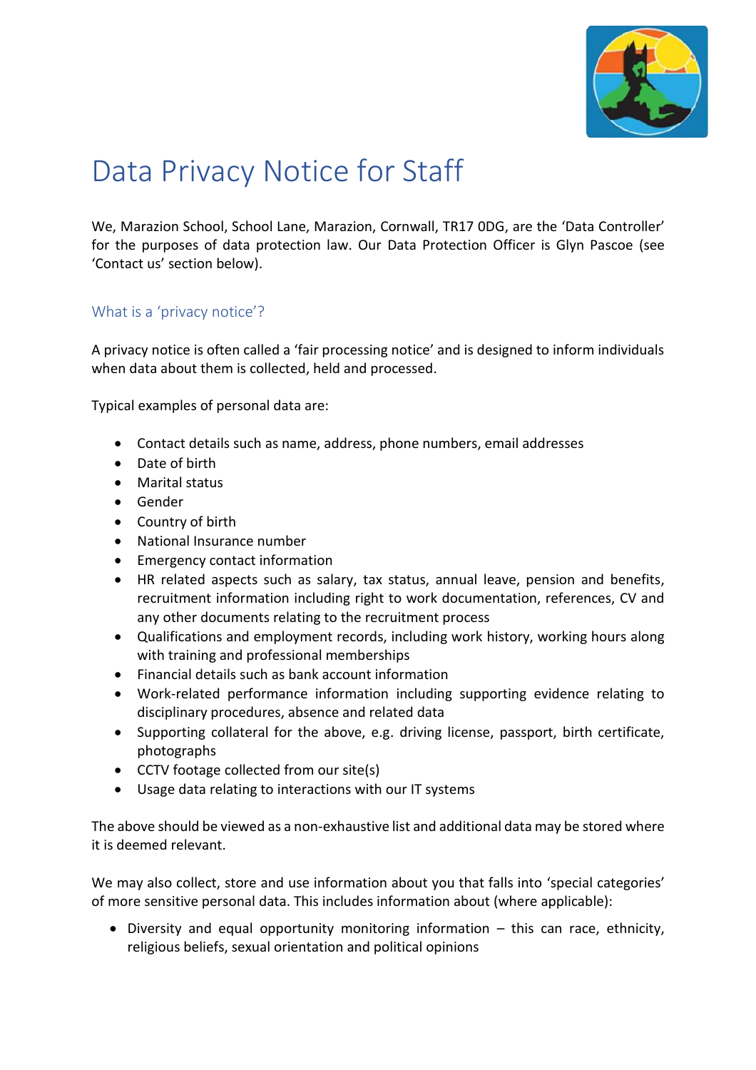# Data Privacy Notice for Staff

We, Marazion School, School Lane, Marazion, Cornwall, TR17 0DG, are the 'Data Controller' for the purposes of data protection law. Our Data Protection Officer is Glyn Pascoe (see 'Contact us' section below).

## What is a 'privacy notice'?

A privacy notice is often called a 'fair processing notice' and is designed to inform individuals when data about them is collected, held and processed.

Typical examples of personal data are:

- Contact details such as name, address, phone numbers, email addresses
- Date of birth
- Marital status
- Gender
- Country of birth
- National Insurance number
- Emergency contact information
- HR related aspects such as salary, tax status, annual leave, pension and benefits, recruitment information including right to work documentation, references, CV and any other documents relating to the recruitment process
- Qualifications and employment records, including work history, working hours along with training and professional memberships
- Financial details such as bank account information
- Work-related performance information including supporting evidence relating to disciplinary procedures, absence and related data
- Supporting collateral for the above, e.g. driving license, passport, birth certificate, photographs
- CCTV footage collected from our site(s)
- Usage data relating to interactions with our IT systems

The above should be viewed as a non-exhaustive list and additional data may be stored where it is deemed relevant.

We may also collect, store and use information about you that falls into 'special categories' of more sensitive personal data. This includes information about (where applicable):

- Diversity and equal opportunity monitoring information – this can race, ethnicity, religious beliefs, sexual orientation and political opinions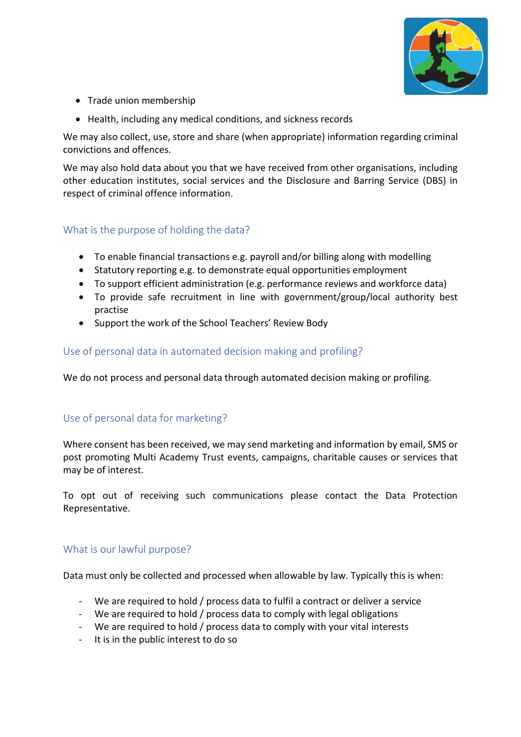- Trade union membership
- Health, including any medical conditions, and sickness records

We may also collect, use, store and share (when appropriate) information regarding criminal convictions and offences.

We may also hold data about you that we have received from other organisations, including other education institutes, social services and the Disclosure and Barring Service (DBS) in respect of criminal offence information.

## What is the purpose of holding the data?

- To enable financial transactions e.g. payroll and/or billing along with modelling
- Statutory reporting e.g. to demonstrate equal opportunities employment
- To support efficient administration (e.g. performance reviews and workforce data)
- To provide safe recruitment in line with government/group/local authority best practise
- Support the work of the School Teachers' Review Body

## Use of personal data in automated decision making and profiling?

We do not process and personal data through automated decision making or profiling.

## Use of personal data for marketing?

Where consent has been received, we may send marketing and information by email, SMS or post promoting Multi Academy Trust events, campaigns, charitable causes or services that may be of interest.

To opt out of receiving such communications please contact the Data Protection Representative.

## What is our lawful purpose?

Data must only be collected and processed when allowable by law. Typically this is when:

- We are required to hold / process data to fulfil a contract or deliver a service
- We are required to hold / process data to comply with legal obligations
- We are required to hold / process data to comply with your vital interests
- It is in the public interest to do so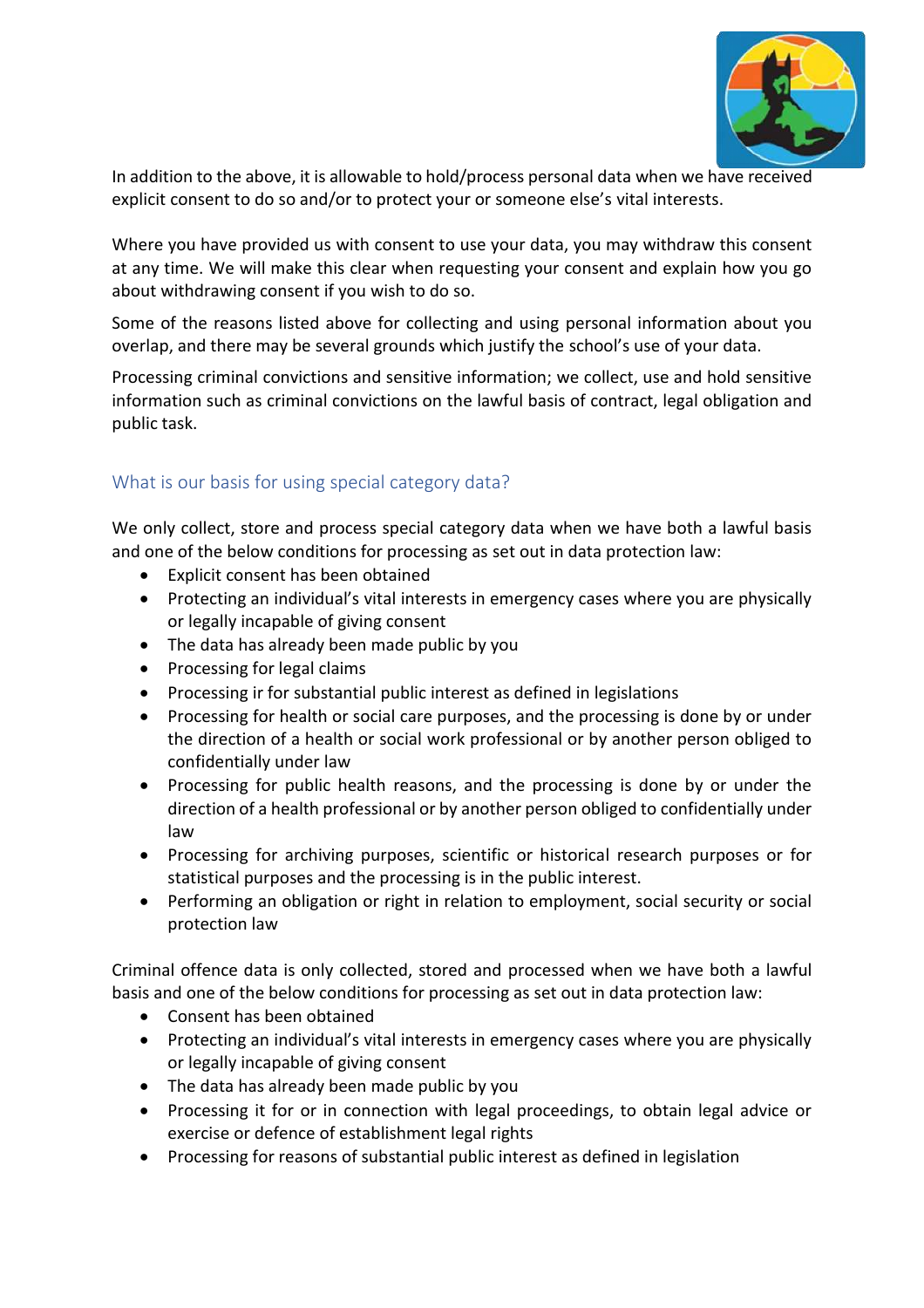In addition to the above, it is allowable to hold/process personal data when we have received explicit consent to do so and/or to protect your or someone else's vital interests.

Where you have provided us with consent to use your data, you may withdraw this consent at any time. We will make this clear when requesting your consent and explain how you go about withdrawing consent if you wish to do so.

Some of the reasons listed above for collecting and using personal information about you overlap, and there may be several grounds which justify the school's use of your data.

Processing criminal convictions and sensitive information; we collect, use and hold sensitive information such as criminal convictions on the lawful basis of contract, legal obligation and public task.

## What is our basis for using special category data?

We only collect, store and process special category data when we have both a lawful basis and one of the below conditions for processing as set out in data protection law:

- Explicit consent has been obtained
- Protecting an individual's vital interests in emergency cases where you are physically or legally incapable of giving consent
- The data has already been made public by you
- Processing for legal claims
- Processing ir for substantial public interest as defined in legislations
- Processing for health or social care purposes, and the processing is done by or under the direction of a health or social work professional or by another person obliged to confidentially under law
- Processing for public health reasons, and the processing is done by or under the direction of a health professional or by another person obliged to confidentially under law
- Processing for archiving purposes, scientific or historical research purposes or for statistical purposes and the processing is in the public interest.
- Performing an obligation or right in relation to employment, social security or social protection law

Criminal offence data is only collected, stored and processed when we have both a lawful basis and one of the below conditions for processing as set out in data protection law:

- Consent has been obtained
- Protecting an individual's vital interests in emergency cases where you are physically or legally incapable of giving consent
- The data has already been made public by you
- Processing it for or in connection with legal proceedings, to obtain legal advice or exercise or defence of establishment legal rights
- Processing for reasons of substantial public interest as defined in legislation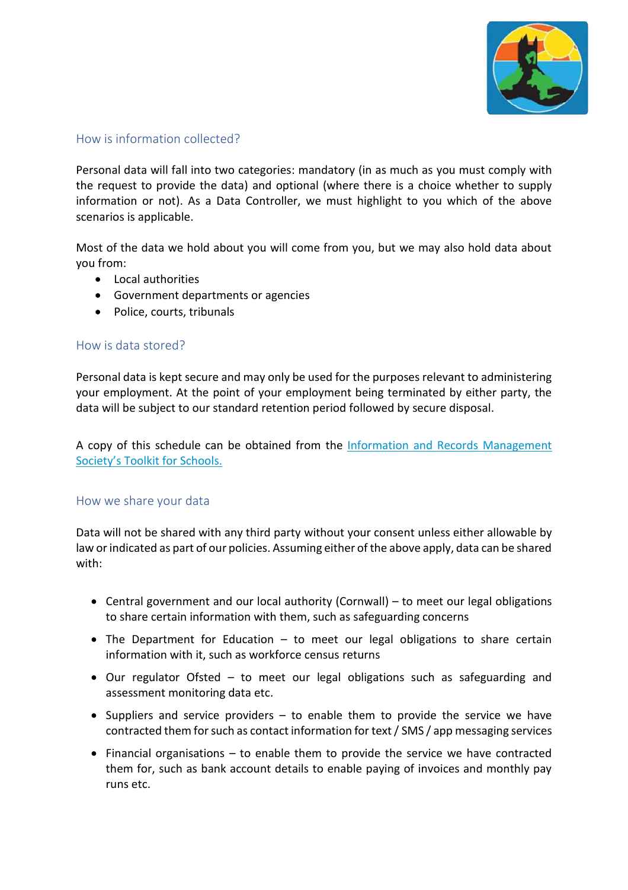## How is information collected?

Personal data will fall into two categories: mandatory (in as much as you must comply with the request to provide the data) and optional (where there is a choice whether to supply information or not). As a Data Controller, we must highlight to you which of the above scenarios is applicable.

Most of the data we hold about you will come from you, but we may also hold data about you from:

- Local authorities
- Government departments or agencies
- Police, courts, tribunals

## How is data stored?

Personal data is kept secure and may only be used for the purposes relevant to administering your employment. At the point of your employment being terminated by either party, the data will be subject to our standard retention period followed by secure disposal.

A copy of this schedule can be obtained from the [Information and Records Management Society's Toolkit for Schools.]

## How we share your data

Data will not be shared with any third party without your consent unless either allowable by law or indicated as part of our policies. Assuming either of the above apply, data can be shared with:

- Central government and our local authority (Cornwall) – to meet our legal obligations to share certain information with them, such as safeguarding concerns
- The Department for Education – to meet our legal obligations to share certain information with it, such as workforce census returns
- Our regulator Ofsted – to meet our legal obligations such as safeguarding and assessment monitoring data etc.
- Suppliers and service providers – to enable them to provide the service we have contracted them for such as contact information for text / SMS / app messaging services
- Financial organisations – to enable them to provide the service we have contracted them for, such as bank account details to enable paying of invoices and monthly pay runs etc.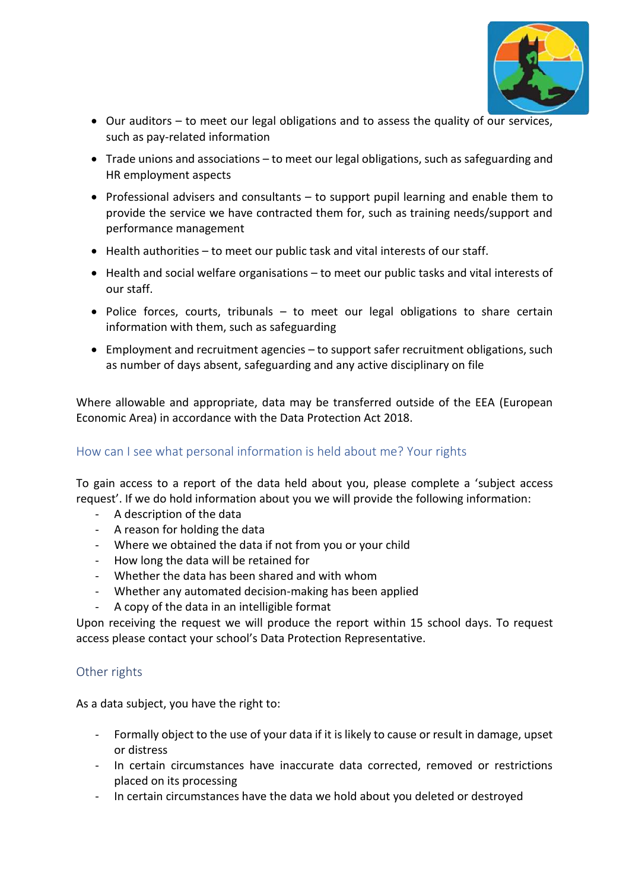- Our auditors – to meet our legal obligations and to assess the quality of our services, such as pay-related information
- Trade unions and associations – to meet our legal obligations, such as safeguarding and HR employment aspects
- Professional advisers and consultants – to support pupil learning and enable them to provide the service we have contracted them for, such as training needs/support and performance management
- Health authorities – to meet our public task and vital interests of our staff.
- Health and social welfare organisations – to meet our public tasks and vital interests of our staff.
- Police forces, courts, tribunals – to meet our legal obligations to share certain information with them, such as safeguarding
- Employment and recruitment agencies – to support safer recruitment obligations, such as number of days absent, safeguarding and any active disciplinary on file

Where allowable and appropriate, data may be transferred outside of the EEA (European Economic Area) in accordance with the Data Protection Act 2018.

## How can I see what personal information is held about me? Your rights

To gain access to a report of the data held about you, please complete a 'subject access request'. If we do hold information about you we will provide the following information:

- A description of the data
- A reason for holding the data
- Where we obtained the data if not from you or your child
- How long the data will be retained for
- Whether the data has been shared and with whom
- Whether any automated decision-making has been applied
- A copy of the data in an intelligible format

Upon receiving the request we will produce the report within 15 school days. To request access please contact your school's Data Protection Representative.

## Other rights

As a data subject, you have the right to:

- Formally object to the use of your data if it is likely to cause or result in damage, upset or distress
- In certain circumstances have inaccurate data corrected, removed or restrictions placed on its processing
- In certain circumstances have the data we hold about you deleted or destroyed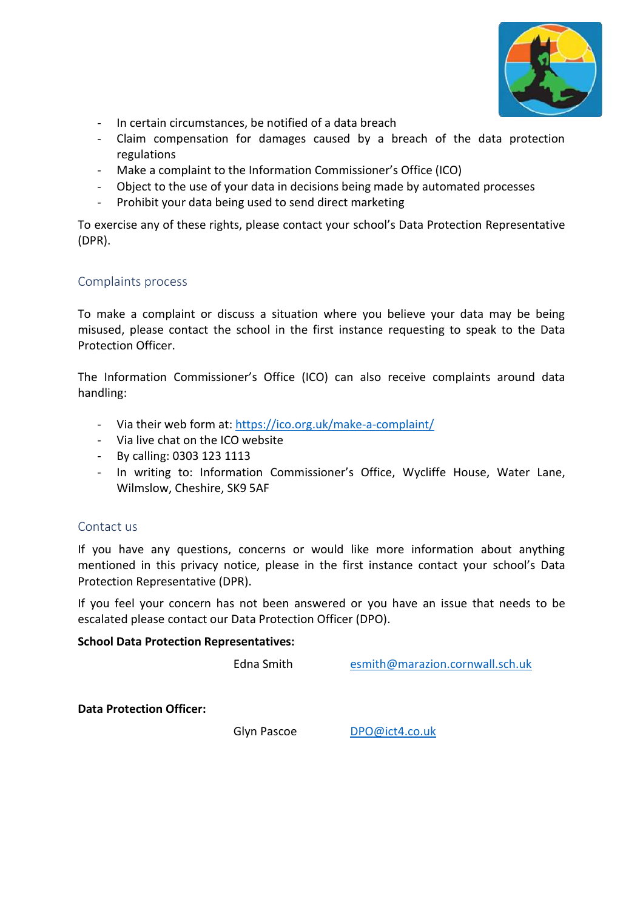- In certain circumstances, be notified of a data breach
- Claim compensation for damages caused by a breach of the data protection regulations
- Make a complaint to the Information Commissioner's Office (ICO)
- Object to the use of your data in decisions being made by automated processes
- Prohibit your data being used to send direct marketing

To exercise any of these rights, please contact your school's Data Protection Representative (DPR).

## Complaints process

To make a complaint or discuss a situation where you believe your data may be being misused, please contact the school in the first instance requesting to speak to the Data Protection Officer.

The Information Commissioner's Office (ICO) can also receive complaints around data handling:

- Via their web form at: https://ico.org.uk/make-a-complaint/
- Via live chat on the ICO website
- By calling: 0303 123 1113
- In writing to: Information Commissioner's Office, Wycliffe House, Water Lane, Wilmslow, Cheshire, SK9 5AF

## Contact us

If you have any questions, concerns or would like more information about anything mentioned in this privacy notice, please in the first instance contact your school's Data Protection Representative (DPR).

If you feel your concern has not been answered or you have an issue that needs to be escalated please contact our Data Protection Officer (DPO).

**School Data Protection Representatives:**

| | |
|---|---|
| Edna Smith | esmith@marazion.cornwall.sch.uk |

**Data Protection Officer:**

| | |
|---|---|
| Glyn Pascoe | DPO@ict4.co.uk |